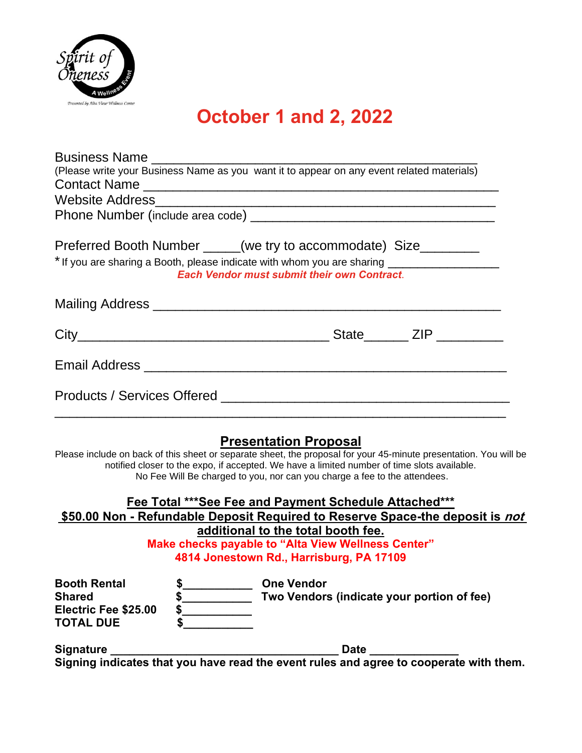Spirit of Oneness

A Wellness Event

Presented by Alta View Wellness Center

# October 1 and 2, 2022

Business Name ___________________________________________

(Please write your Business Name as you want it to appear on any event related materials)

Contact Name ______________________________________________

Website Address____________________________________________

Phone Number (include area code) _________________________________

Preferred Booth Number _____(we try to accommodate) Size________

* If you are sharing a Booth, please indicate with whom you are sharing _________________

***Each Vendor must submit their own Contract.***

Mailing Address ______________________________________________

City_________________________________ State______ ZIP _________

Email Address ________________________________________________

Products / Services Offered ______________________________________

______________________________________________________________

## Presentation Proposal

Please include on back of this sheet or separate sheet, the proposal for your 45-minute presentation. You will be notified closer to the expo, if accepted. We have a limited number of time slots available.
No Fee Will Be charged to you, nor can you charge a fee to the attendees.

**Fee Total \*\*\*See Fee and Payment Schedule Attached\*\*\***

**$50.00 Non - Refundable Deposit Required to Reserve Space-the deposit is *not* additional to the total booth fee.**

**Make checks payable to "Alta View Wellness Center"**
**4814 Jonestown Rd., Harrisburg, PA 17109**

| | | |
|---|---|---|
| **Booth Rental** | **$___________** | **One Vendor** |
| **Shared** | **$___________** | **Two Vendors (indicate your portion of fee)** |
| **Electric Fee $25.00** | **$___________** | |
| **TOTAL DUE** | **$___________** | |

**Signature ___________________________________ Date ______________**

**Signing indicates that you have read the event rules and agree to cooperate with them.**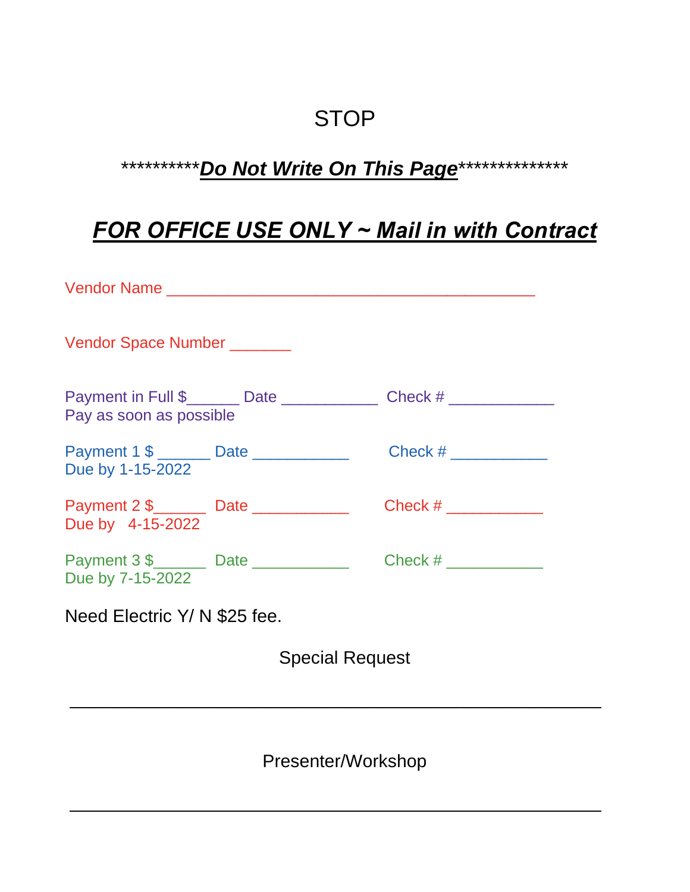# STOP

\*\*\*\*\*\*\*\*\*\****Do Not Write On This Page***\*\*\*\*\*\*\*\*\*\*\*\*\*\*

## ***FOR OFFICE USE ONLY ~ Mail in with Contract***

Vendor Name ________________________________________

Vendor Space Number _______

Payment in Full $______ Date ___________ Check # ____________
Pay as soon as possible

Payment 1 $ ______ Date ___________ Check # ___________
Due by 1-15-2022

Payment 2 $______ Date ___________ Check # ___________
Due by 4-15-2022

Payment 3 $______ Date ___________ Check # ___________
Due by 7-15-2022

Need Electric Y/ N $25 fee.

Special Request

___________________________________________________________

Presenter/Workshop

___________________________________________________________